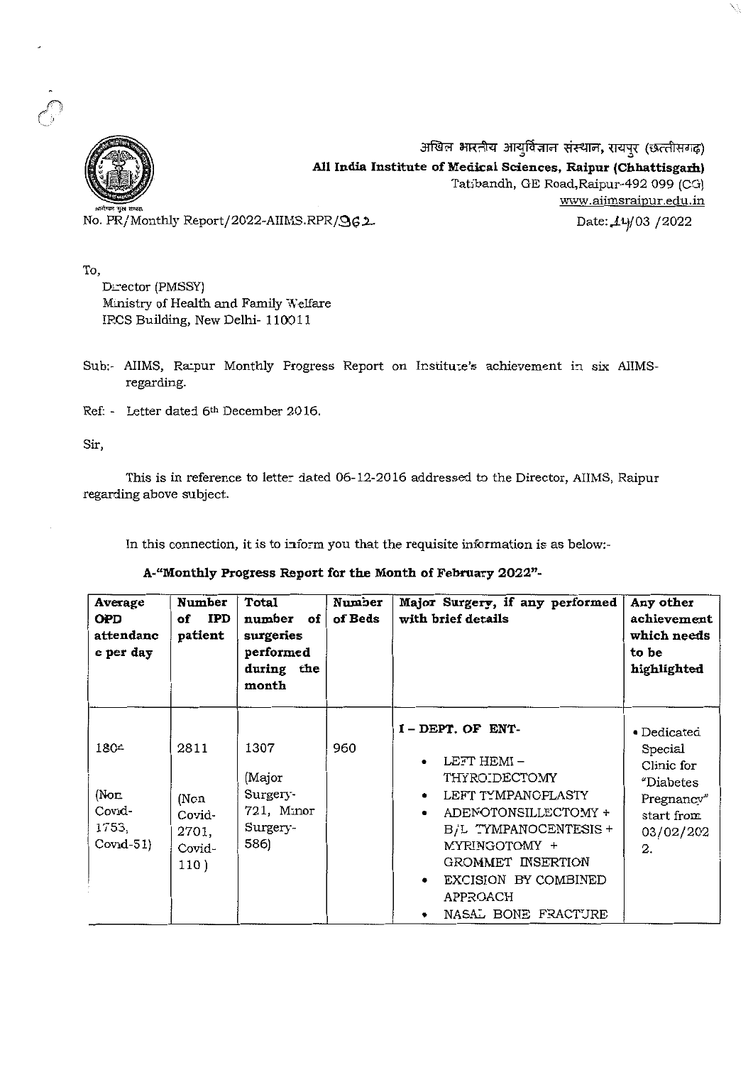अखिल भारतीय आयुर्विज्ञान संस्थान, रायपुर (छत्तीसगढ़)

**All India Institute of Medical Sciences, Raipur (Chhattisgarh)**

Tatibandh, GE Road,Raipur-492 099 (CG)

www.aiimsraipur.edu.in

No. PR/Monthly Report/2022-AIIMS.RPR/962

Date: 14/03 /2022

To,

Director (PMSSY)
Ministry of Health and Family Welfare
IRCS Building, New Delhi- 110011

Sub:- AIIMS, Raipur Monthly Progress Report on Institute's achievement in six AIIMS- regarding.

Ref: - Letter dated 6th December 2016.

Sir,

This is in reference to letter dated 06-12-2016 addressed to the Director, AIIMS, Raipur regarding above subject.

In this connection, it is to inform you that the requisite information is as below:-

**A-"Monthly Progress Report for the Month of February 2022"-**

| Average OPD attendance per day | Number of IPD patient | Total number of surgeries performed during the month | Number of Beds | Major Surgery, if any performed with brief details | Any other achievement which needs to be highlighted |
|---|---|---|---|---|---|
| 1804 (Non Covid-1753, Covid-51) | 2811 (Non Covid-2701, Covid-110) | 1307 (Major Surgery-721, Minor Surgery-586) | 960 | **I – DEPT. OF ENT-** <br>• LEFT HEMI – THYROIDECTOMY <br>• LEFT TYMPANOPLASTY <br>• ADENOTONSILLECTOMY + B/L TYMPANOCENTESIS + MYRINGOTOMY + GROMMET INSERTION <br>• EXCISION BY COMBINED APPROACH <br>• NASAL BONE FRACTURE | • Dedicated Special Clinic for "Diabetes Pregnancy" start from 03/02/2022. |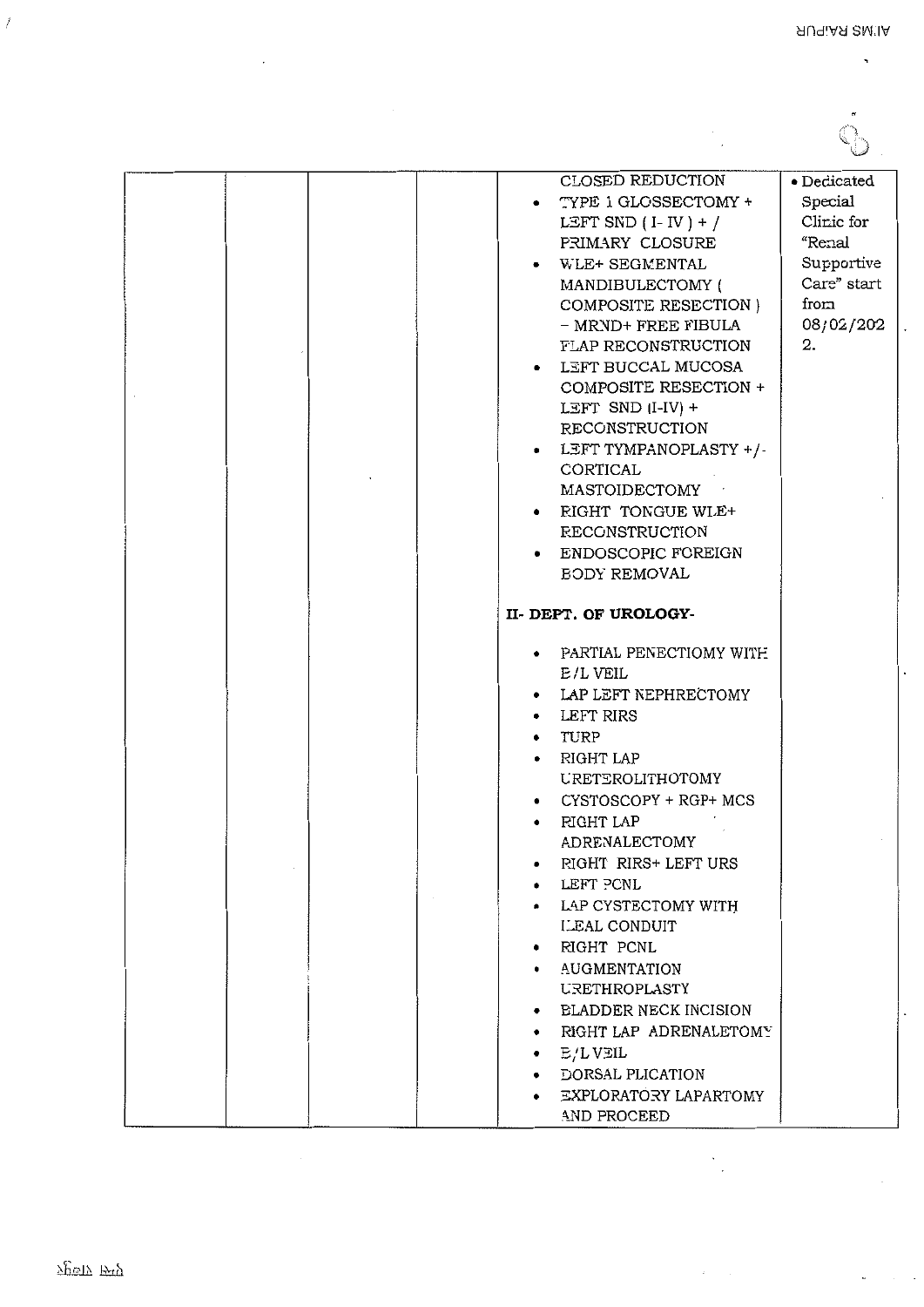| | | | | CLOSED REDUCTION<br>• TYPE 1 GLOSSECTOMY + LEFT SND ( I- IV ) + / PRIMARY CLOSURE<br>• WLE+ SEGMENTAL MANDIBULECTOMY ( COMPOSITE RESECTION ) – MRND+ FREE FIBULA FLAP RECONSTRUCTION<br>• LEFT BUCCAL MUCOSA COMPOSITE RESECTION + LEFT SND (I-IV) + RECONSTRUCTION<br>• LEFT TYMPANOPLASTY +/- CORTICAL MASTOIDECTOMY<br>• RIGHT TONGUE WLE+ RECONSTRUCTION<br>• ENDOSCOPIC FOREIGN BODY REMOVAL<br><br>**II- DEPT. OF UROLOGY-**<br><br>• PARTIAL PENECTIOMY WITH E/L VEIL<br>• LAP LEFT NEPHRECTOMY<br>• LEFT RIRS<br>• TURP<br>• RIGHT LAP URETEROLITHOTOMY<br>• CYSTOSCOPY + RGP+ MCS<br>• RIGHT LAP ADRENALECTOMY<br>• RIGHT RIRS+ LEFT URS<br>• LEFT PCNL<br>• LAP CYSTECTOMY WITH ILEAL CONDUIT<br>• RIGHT PCNL<br>• AUGMENTATION URETHROPLASTY<br>• BLADDER NECK INCISION<br>• RIGHT LAP ADRENALETOMY<br>• B/L VEIL<br>• DORSAL PLICATION<br>• EXPLORATORY LAPARTOMY AND PROCEED | • Dedicated Special Clinic for "Renal Supportive Care" start from 08/02/2022. |
|---|---|---|---|---|---|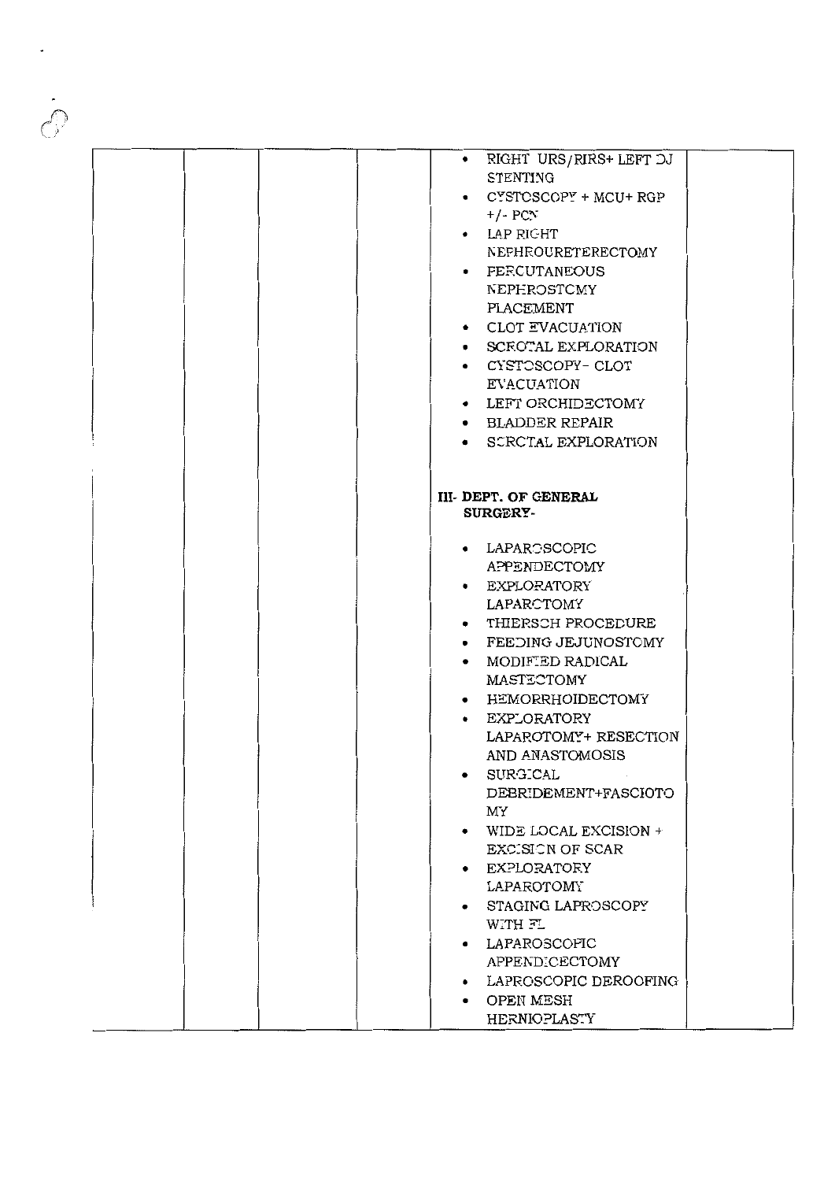| | | | | | |
|---|---|---|---|---|---|
| | | | | • RIGHT URS/RIRS+ LEFT DJ STENTING<br>• CYSTOSCOPY + MCU+ RGP +/- PCN<br>• LAP RIGHT NEPHROURETERECTOMY<br>• PERCUTANEOUS NEPHROSTOMY PLACEMENT<br>• CLOT EVACUATION<br>• SCROTAL EXPLORATION<br>• CYSTOSCOPY- CLOT EVACUATION<br>• LEFT ORCHIDECTOMY<br>• BLADDER REPAIR<br>• SCROTAL EXPLORATION<br><br>**III- DEPT. OF GENERAL SURGERY-**<br><br>• LAPAROSCOPIC APPENDECTOMY<br>• EXPLORATORY LAPAROTOMY<br>• THIERSCH PROCEDURE<br>• FEEDING JEJUNOSTOMY<br>• MODIFIED RADICAL MASTECTOMY<br>• HEMORRHOIDECTOMY<br>• EXPLORATORY LAPAROTOMY+ RESECTION AND ANASTOMOSIS<br>• SURGICAL DEBRIDEMENT+FASCIOTOMY<br>• WIDE LOCAL EXCISION + EXCISION OF SCAR<br>• EXPLORATORY LAPAROTOMY<br>• STAGING LAPROSCOPY WITH FL<br>• LAPAROSCOPIC APPENDICECTOMY<br>• LAPROSCOPIC DEROOFING<br>• OPEN MESH HERNIOPLASTY | |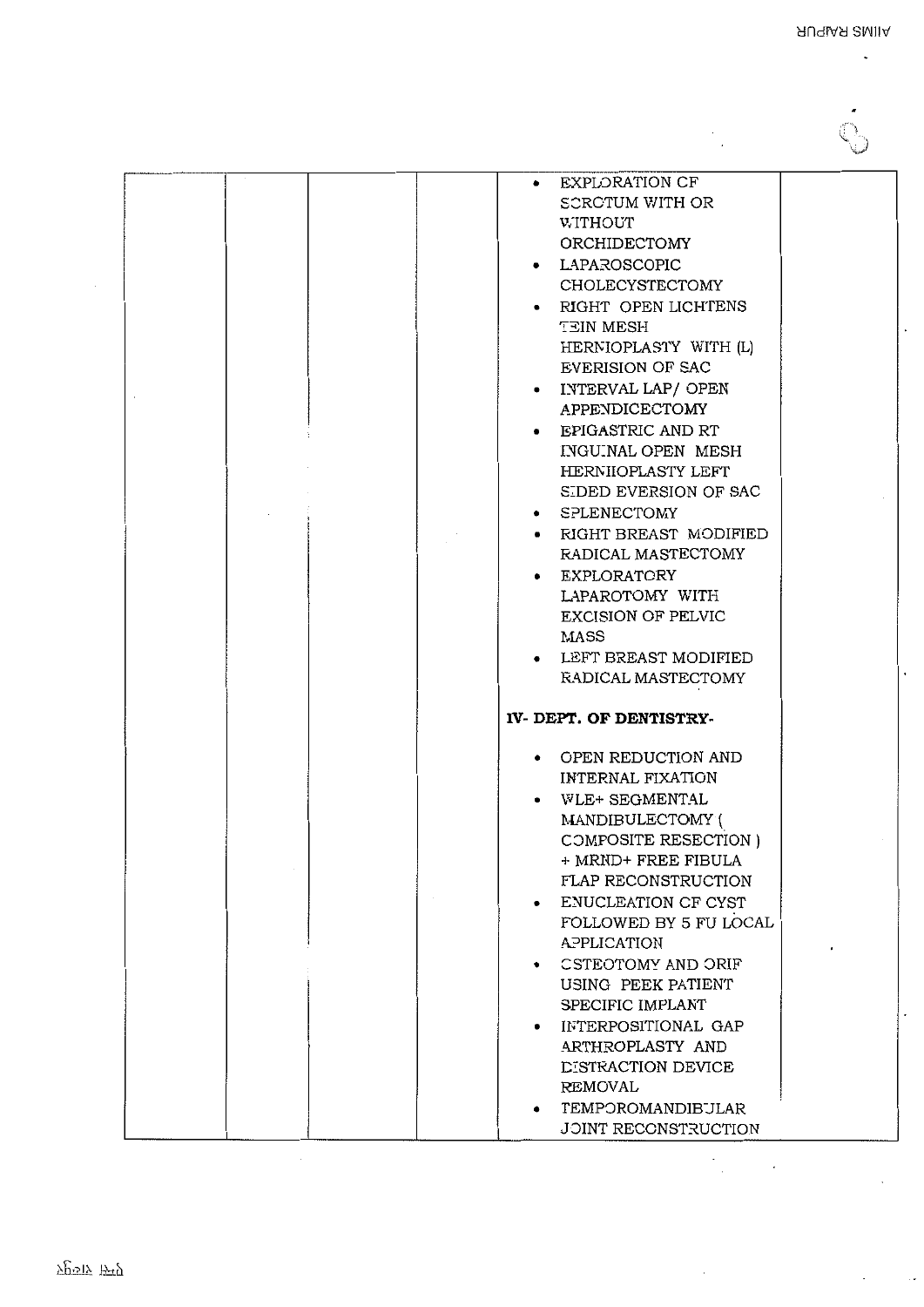| | | | | |
|---|---|---|---|---|
| | | | • EXPLORATION OF SCROTUM WITH OR WITHOUT ORCHIDECTOMY<br>• LAPAROSCOPIC CHOLECYSTECTOMY<br>• RIGHT OPEN LICHTENS TEIN MESH HERNIOPLASTY WITH (L) EVERISION OF SAC<br>• INTERVAL LAP/ OPEN APPENDICECTOMY<br>• EPIGASTRIC AND RT INGUINAL OPEN MESH HERNIIOPLASTY LEFT SIDED EVERSION OF SAC<br>• SPLENECTOMY<br>• RIGHT BREAST MODIFIED RADICAL MASTECTOMY<br>• EXPLORATORY LAPAROTOMY WITH EXCISION OF PELVIC MASS<br>• LEFT BREAST MODIFIED RADICAL MASTECTOMY<br><br>**IV- DEPT. OF DENTISTRY-**<br><br>• OPEN REDUCTION AND INTERNAL FIXATION<br>• WLE+ SEGMENTAL MANDIBULECTOMY ( COMPOSITE RESECTION ) + MRND+ FREE FIBULA FLAP RECONSTRUCTION<br>• ENUCLEATION OF CYST FOLLOWED BY 5 FU LOCAL APPLICATION<br>• OSTEOTOMY AND ORIF USING PEEK PATIENT SPECIFIC IMPLANT<br>• INTERPOSITIONAL GAP ARTHROPLASTY AND DISTRACTION DEVICE REMOVAL<br>• TEMPOROMANDIBULAR JOINT RECONSTRUCTION | |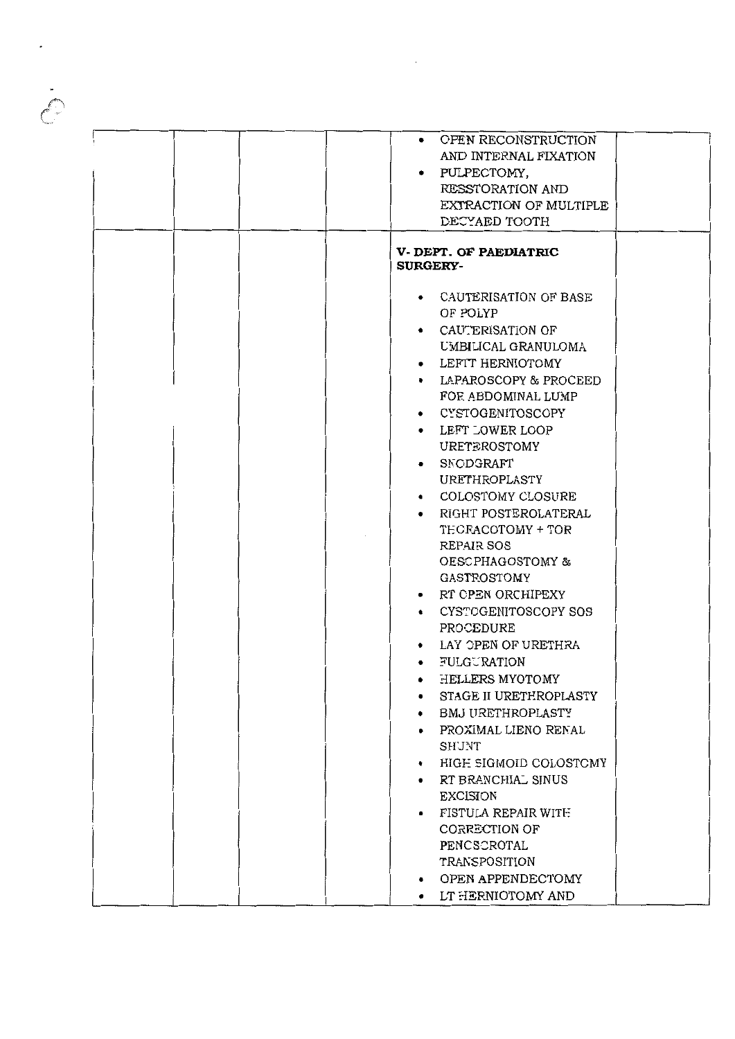| | | | | |
|---|---|---|---|---|
| | | | • OPEN RECONSTRUCTION AND INTERNAL FIXATION<br>• PULPECTOMY, RESSTORATION AND EXTRACTION OF MULTIPLE DECYAED TOOTH | |
| | | | **V- DEPT. OF PAEDIATRIC SURGERY-**<br>• CAUTERISATION OF BASE OF POLYP<br>• CAUTERISATION OF UMBILICAL GRANULOMA<br>• LEFTT HERNIOTOMY<br>• LAPAROSCOPY & PROCEED FOR ABDOMINAL LUMP<br>• CYSTOGENITOSCOPY<br>• LEFT LOWER LOOP URETEROSTOMY<br>• SNODGRAFT URETHROPLASTY<br>• COLOSTOMY CLOSURE<br>• RIGHT POSTEROLATERAL THORACOTOMY + TOR REPAIR SOS OESOPHAGOSTOMY & GASTROSTOMY<br>• RT OPEN ORCHIPEXY<br>• CYSTOGENITOSCOPY SOS PROCEDURE<br>• LAY OPEN OF URETHRA<br>• FULGURATION<br>• HELLERS MYOTOMY<br>• STAGE II URETHROPLASTY<br>• BMJ URETHROPLASTY<br>• PROXIMAL LIENO RENAL SHUNT<br>• HIGH SIGMOID COLOSTOMY<br>• RT BRANCHIAL SINUS EXCISION<br>• FISTULA REPAIR WITH CORRECTION OF PENOSCROTAL TRANSPOSITION<br>• OPEN APPENDECTOMY<br>• LT HERNIOTOMY AND | |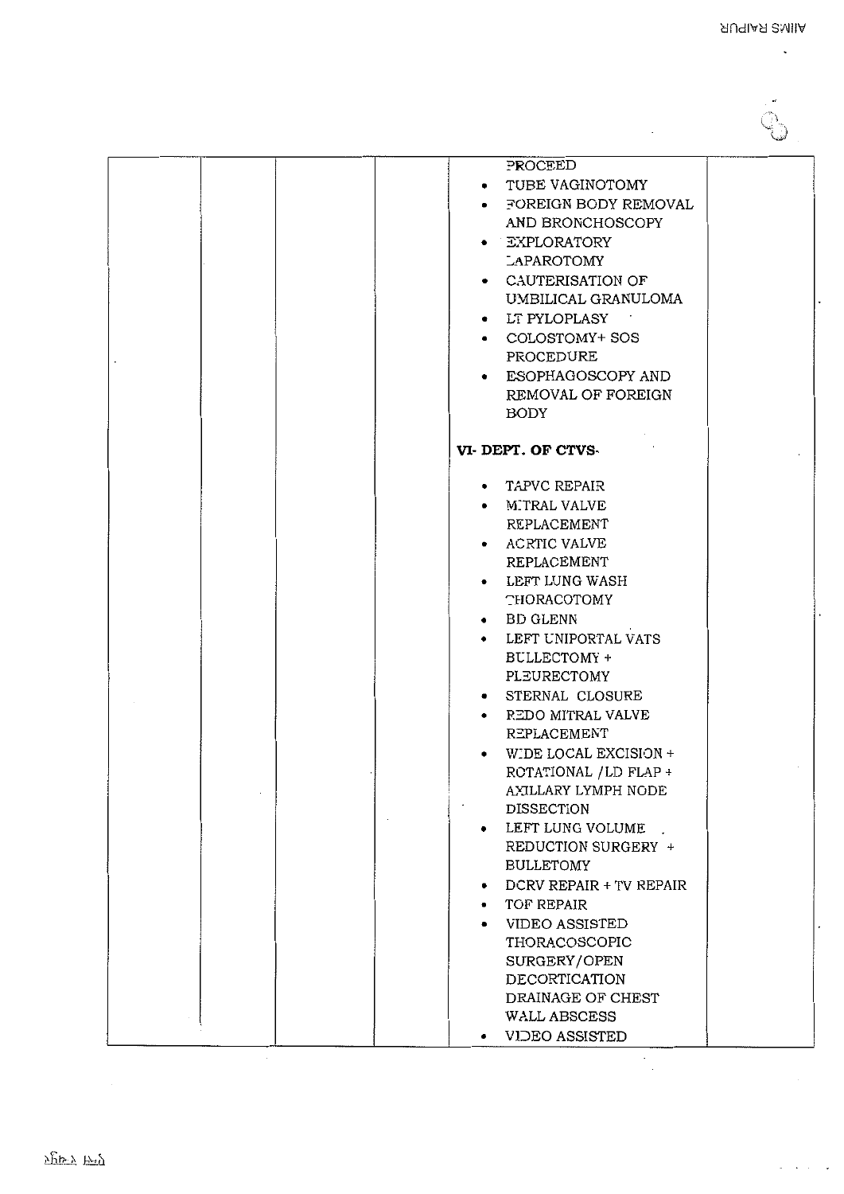|  |  |  |  | PROCEED<br>• TUBE VAGINOTOMY<br>• FOREIGN BODY REMOVAL AND BRONCHOSCOPY<br>• EXPLORATORY LAPAROTOMY<br>• CAUTERISATION OF UMBILICAL GRANULOMA<br>• LT PYLOPLASY<br>• COLOSTOMY+ SOS PROCEDURE<br>• ESOPHAGOSCOPY AND REMOVAL OF FOREIGN BODY<br><br>**VI- DEPT. OF CTVS-**<br><br>• TAPVC REPAIR<br>• MITRAL VALVE REPLACEMENT<br>• AORTIC VALVE REPLACEMENT<br>• LEFT LUNG WASH THORACOTOMY<br>• BD GLENN<br>• LEFT UNIPORTAL VATS BULLECTOMY + PLEURECTOMY<br>• STERNAL CLOSURE<br>• REDO MITRAL VALVE REPLACEMENT<br>• WIDE LOCAL EXCISION + ROTATIONAL /LD FLAP + AXILLARY LYMPH NODE DISSECTION<br>• LEFT LUNG VOLUME REDUCTION SURGERY + BULLETOMY<br>• DCRV REPAIR + TV REPAIR<br>• TOF REPAIR<br>• VIDEO ASSISTED THORACOSCOPIC SURGERY/OPEN DECORTICATION DRAINAGE OF CHEST WALL ABSCESS<br>• VIDEO ASSISTED |  |
|---|---|---|---|---|---|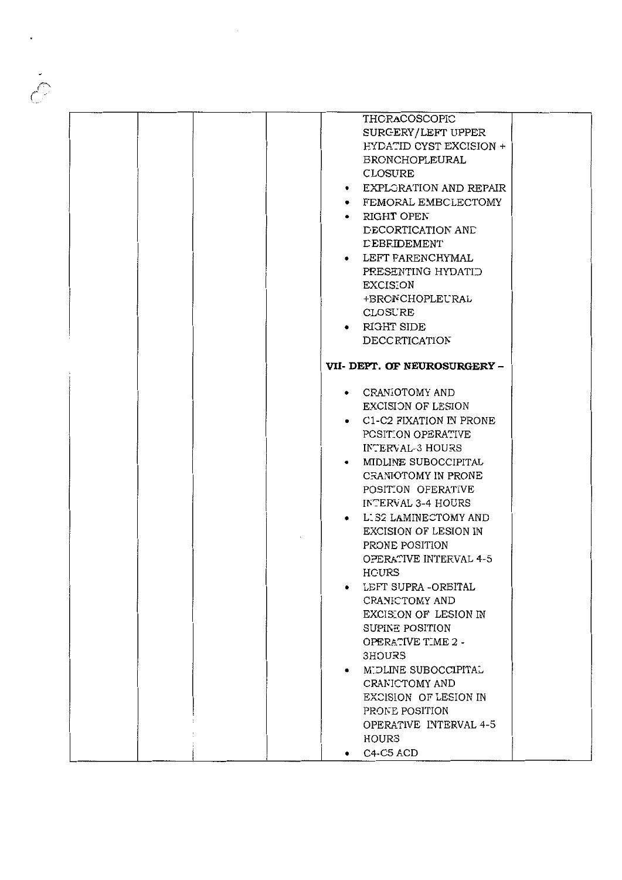| | | | | THORACOSCOPIC SURGERY/LEFT UPPER HYDATID CYST EXCISION + BRONCHOPLEURAL CLOSURE<br>• EXPLORATION AND REPAIR<br>• FEMORAL EMBOLECTOMY<br>• RIGHT OPEN DECORTICATION AND DEBRIDEMENT<br>• LEFT PARENCHYMAL PRESENTING HYDATID EXCISION +BRONCHOPLEURAL CLOSURE<br>• RIGHT SIDE DECORTICATION<br><br>**VII- DEPT. OF NEUROSURGERY –**<br><br>• CRANIOTOMY AND EXCISION OF LESION<br>• C1-C2 FIXATION IN PRONE POSITION OPERATIVE INTERVAL-3 HOURS<br>• MIDLINE SUBOCCIPITAL CRANIOTOMY IN PRONE POSITION OPERATIVE INTERVAL 3-4 HOURS<br>• L1S2 LAMINECTOMY AND EXCISION OF LESION IN PRONE POSITION OPERATIVE INTERVAL 4-5 HOURS<br>• LEFT SUPRA -ORBITAL CRANICTOMY AND EXCISION OF LESION IN SUPINE POSITION OPERATIVE TIME 2 - 3HOURS<br>• MIDLINE SUBOCCIPITAL CRANICTOMY AND EXCISION OF LESION IN PRONE POSITION OPERATIVE INTERVAL 4-5 HOURS<br>• C4-C5 ACD | |
|---|---|---|---|---|---|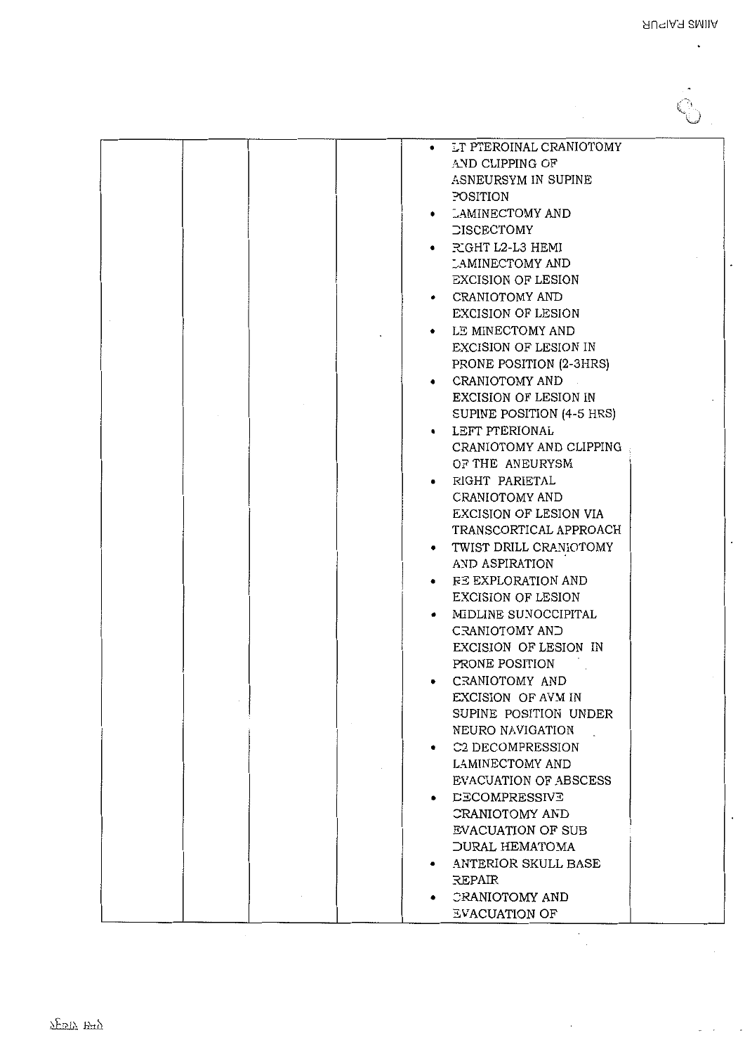| | | | | | |
|---|---|---|---|---|---|
| | | | | • LT PTEROINAL CRANIOTOMY AND CLIPPING OF ASNEURSYM IN SUPINE POSITION<br>• LAMINECTOMY AND DISCECTOMY<br>• RIGHT L2-L3 HEMI LAMINECTOMY AND EXCISION OF LESION<br>• CRANIOTOMY AND EXCISION OF LESION<br>• LE MINECTOMY AND EXCISION OF LESION IN PRONE POSITION (2-3HRS)<br>• CRANIOTOMY AND EXCISION OF LESION IN SUPINE POSITION (4-5 HRS)<br>• LEFT PTERIONAL CRANIOTOMY AND CLIPPING OF THE ANEURYSM<br>• RIGHT PARIETAL CRANIOTOMY AND EXCISION OF LESION VIA TRANSCORTICAL APPROACH<br>• TWIST DRILL CRANIOTOMY AND ASPIRATION<br>• RE EXPLORATION AND EXCISION OF LESION<br>• MIDLINE SUNOCCIPITAL CRANIOTOMY AND EXCISION OF LESION IN PRONE POSITION<br>• CRANIOTOMY AND EXCISION OF AVM IN SUPINE POSITION UNDER NEURO NAVIGATION<br>• C2 DECOMPRESSION LAMINECTOMY AND EVACUATION OF ABSCESS<br>• DECOMPRESSIVE CRANIOTOMY AND EVACUATION OF SUB DURAL HEMATOMA<br>• ANTERIOR SKULL BASE REPAIR<br>• CRANIOTOMY AND EVACUATION OF | |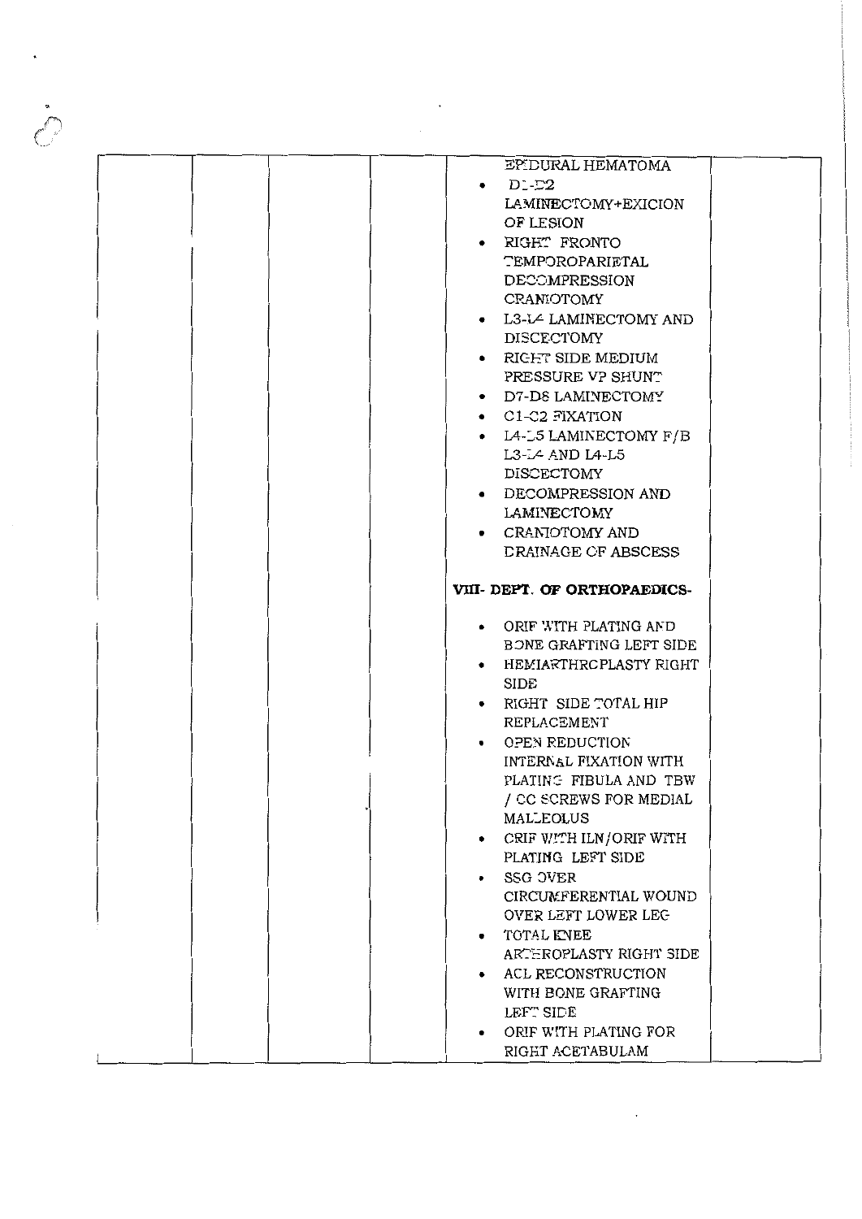| | | | | | |
|---|---|---|---|---|---|
| | | | | EPIDURAL HEMATOMA<br>• D1-D2 LAMINECTOMY+EXICION OF LESION<br>• RIGHT FRONTO TEMPOROPARIETAL DECOMPRESSION CRANIOTOMY<br>• L3-L4 LAMINECTOMY AND DISCECTOMY<br>• RIGHT SIDE MEDIUM PRESSURE VP SHUNT<br>• D7-D8 LAMINECTOMY<br>• C1-C2 FIXATION<br>• L4-L5 LAMINECTOMY F/B L3-L4 AND L4-L5 DISCECTOMY<br>• DECOMPRESSION AND LAMINECTOMY<br>• CRANIOTOMY AND DRAINAGE OF ABSCESS<br><br>**VIII- DEPT. OF ORTHOPAEDICS-**<br><br>• ORIF WITH PLATING AND BONE GRAFTING LEFT SIDE<br>• HEMIARTHROPLASTY RIGHT SIDE<br>• RIGHT SIDE TOTAL HIP REPLACEMENT<br>• OPEN REDUCTION INTERNAL FIXATION WITH PLATING FIBULA AND TBW / CC SCREWS FOR MEDIAL MALLEOLUS<br>• CRIF WITH ILN/ORIF WITH PLATING LEFT SIDE<br>• SSG OVER CIRCUMFERENTIAL WOUND OVER LEFT LOWER LEG<br>• TOTAL KNEE ARTHROPLASTY RIGHT SIDE<br>• ACL RECONSTRUCTION WITH BONE GRAFTING LEFT SIDE<br>• ORIF WITH PLATING FOR RIGHT ACETABULAM | |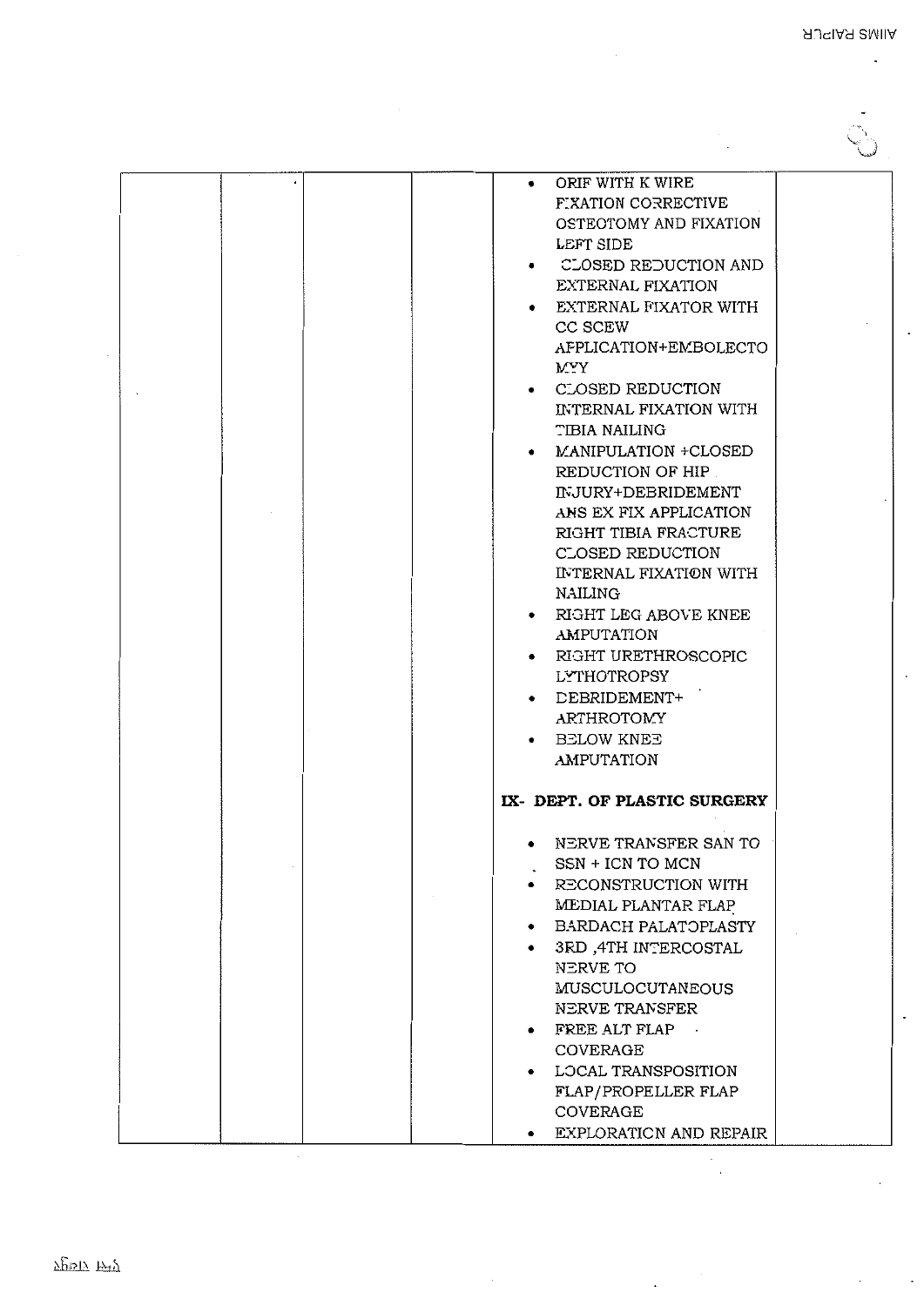| | | | | • ORIF WITH K WIRE FIXATION CORRECTIVE OSTEOTOMY AND FIXATION LEFT SIDE<br>• CLOSED REDUCTION AND EXTERNAL FIXATION<br>• EXTERNAL FIXATOR WITH CC SCEW APPLICATION+EMBOLECTOMYY<br>• CLOSED REDUCTION INTERNAL FIXATION WITH TIBIA NAILING<br>• MANIPULATION +CLOSED REDUCTION OF HIP INJURY+DEBRIDEMENT ANS EX FIX APPLICATION RIGHT TIBIA FRACTURE CLOSED REDUCTION INTERNAL FIXATION WITH NAILING<br>• RIGHT LEG ABOVE KNEE AMPUTATION<br>• RIGHT URETHROSCOPIC LYTHOTROPSY<br>• DEBRIDEMENT+ ARTHROTOMY<br>• BELOW KNEE AMPUTATION<br><br>**IX- DEPT. OF PLASTIC SURGERY**<br><br>• NERVE TRANSFER SAN TO SSN + ICN TO MCN<br>• RECONSTRUCTION WITH MEDIAL PLANTAR FLAP<br>• BARDACH PALATOPLASTY<br>• 3RD ,4TH INTERCOSTAL NERVE TO MUSCULOCUTANEOUS NERVE TRANSFER<br>• FREE ALT FLAP COVERAGE<br>• LOCAL TRANSPOSITION FLAP/PROPELLER FLAP COVERAGE<br>• EXPLORATION AND REPAIR | |
|---|---|---|---|---|---|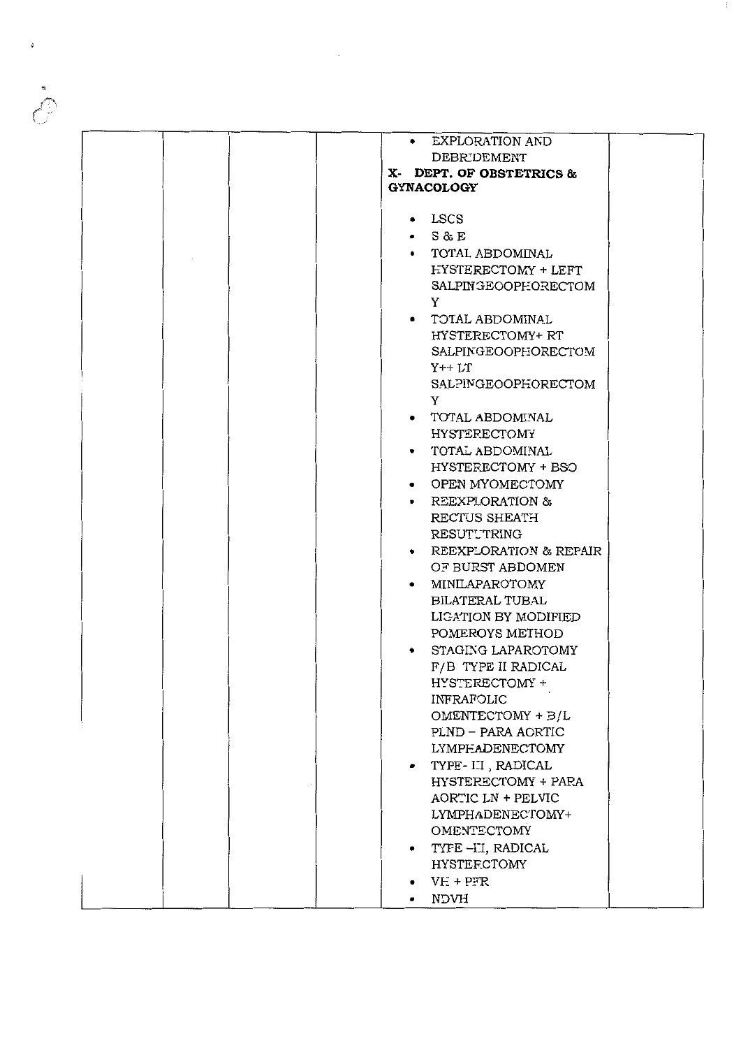| | | | | | |
|---|---|---|---|---|---|
| | | | | • EXPLORATION AND DEBRIDEMENT<br>**X- DEPT. OF OBSTETRICS & GYNACOLOGY**<br>• LSCS<br>• S & E<br>• TOTAL ABDOMINAL HYSTERECTOMY + LEFT SALPINGEOOPHORECTOMY<br>• TOTAL ABDOMINAL HYSTERECTOMY+ RT SALPINGEOOPHORECTOMY++ LT SALPINGEOOPHORECTOMY<br>• TOTAL ABDOMINAL HYSTERECTOMY<br>• TOTAL ABDOMINAL HYSTERECTOMY + BSO<br>• OPEN MYOMECTOMY<br>• REEXPLORATION & RECTUS SHEATH RESUTURING<br>• REEXPLORATION & REPAIR OF BURST ABDOMEN<br>• MINILAPAROTOMY BILATERAL TUBAL LIGATION BY MODIFIED POMEROYS METHOD<br>• STAGING LAPAROTOMY F/B TYPE II RADICAL HYSTERECTOMY + INFRAFOLIC OMENTECTOMY + B/L PLND – PARA AORTIC LYMPHADENECTOMY<br>• TYPE- III , RADICAL HYSTERECTOMY + PARA AORTIC LN + PELVIC LYMPHADENECTOMY+ OMENTECTOMY<br>• TYPE –III, RADICAL HYSTERCTOMY<br>• VH + PFR<br>• NDVH | |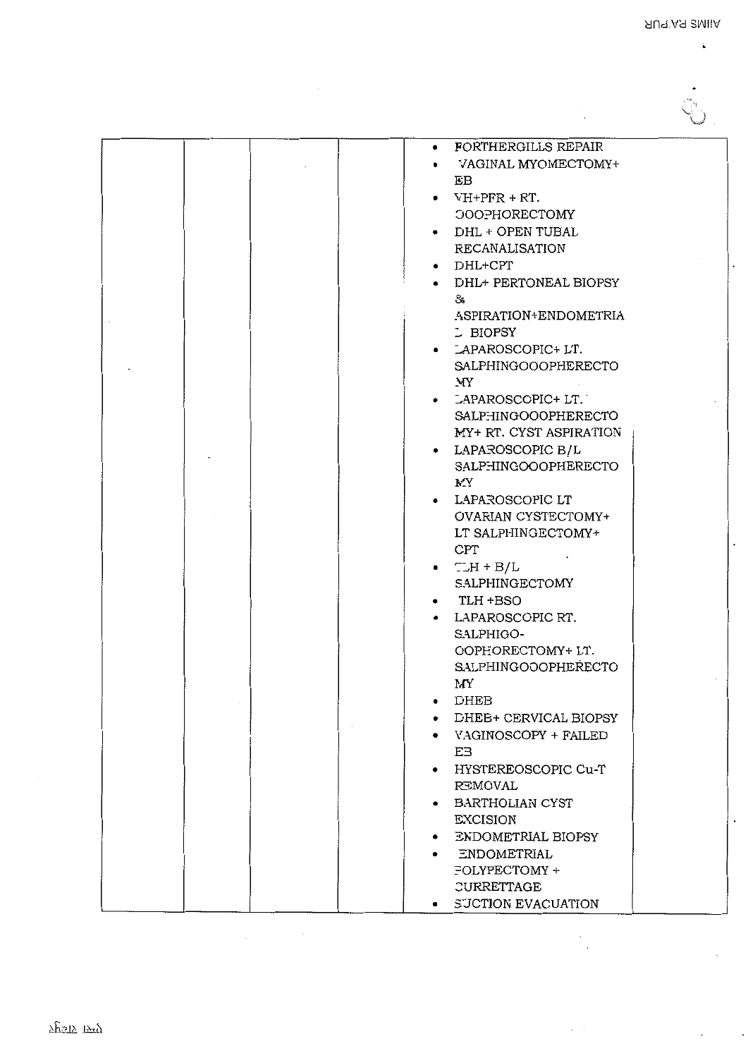|  |  |  |  | • FORTHERGILLS REPAIR<br>• VAGINAL MYOMECTOMY+ EB<br>• VH+PFR + RT. OOOPHORECTOMY<br>• DHL + OPEN TUBAL RECANALISATION<br>• DHL+CPT<br>• DHL+ PERTONEAL BIOPSY & ASPIRATION+ENDOMETRIAL BIOPSY<br>• LAPAROSCOPIC+ LT. SALPHINGOOOPHERECTOMY<br>• LAPAROSCOPIC+ LT. SALPHINGOOOPHERECTOMY+ RT. CYST ASPIRATION<br>• LAPAROSCOPIC B/L SALPHINGOOOPHERECTOMY<br>• LAPAROSCOPIC LT OVARIAN CYSTECTOMY+ LT SALPHINGECTOMY+ CPT<br>• TLH + B/L SALPHINGECTOMY<br>• TLH +BSO<br>• LAPAROSCOPIC RT. SALPHIGO-OOPHORECTOMY+ LT. SALPHINGOOOPHERECTOMY<br>• DHEB<br>• DHEB+ CERVICAL BIOPSY<br>• VAGINOSCOPY + FAILED EB<br>• HYSTEREOSCOPIC Cu-T REMOVAL<br>• BARTHOLIAN CYST EXCISION<br>• ENDOMETRIAL BIOPSY<br>• ENDOMETRIAL POLYPECTOMY + CURRETTAGE<br>• SUCTION EVACUATION |  |
|---|---|---|---|---|---|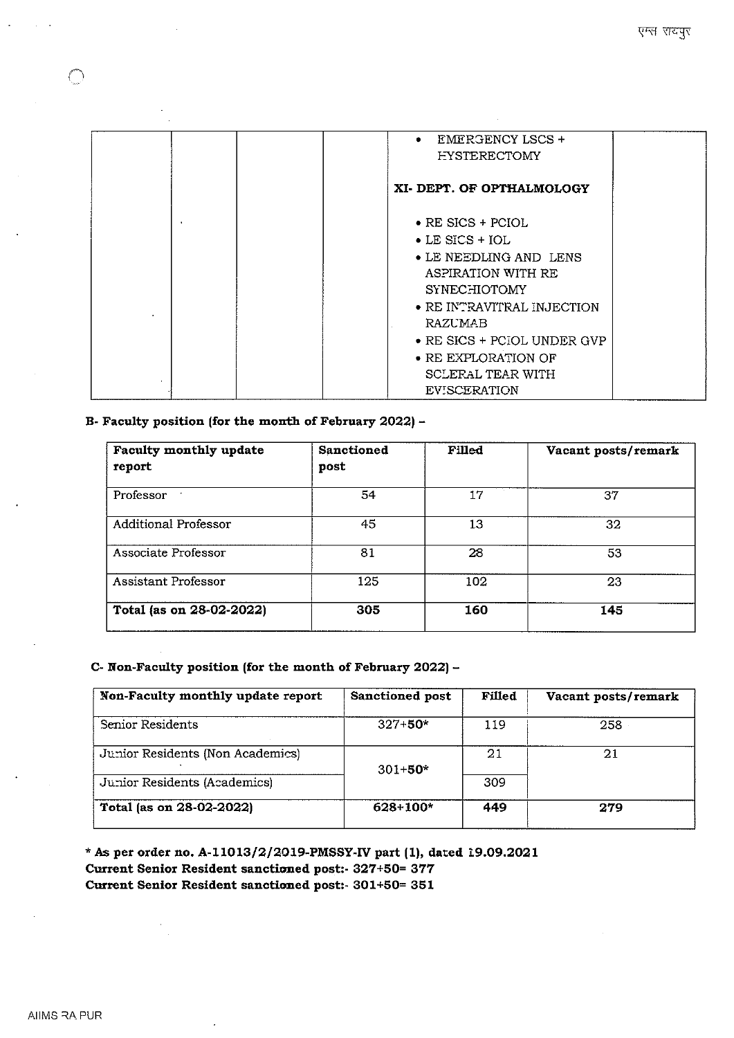| | | | | • EMERGENCY LSCS + HYSTERECTOMY<br><br>XI- DEPT. OF OPTHALMOLOGY<br><br>• RE SICS + PCIOL<br>• LE SICS + IOL<br>• LE NEEDLING AND LENS ASPIRATION WITH RE SYNECHIOTOMY<br>• RE INTRAVITRAL INJECTION RAZUMAB<br>• RE SICS + PCIOL UNDER GVP<br>• RE EXPLORATION OF SCLERAL TEAR WITH EVISCERATION | |
|---|---|---|---|---|---|

**B- Faculty position (for the month of February 2022) –**

| Faculty monthly update report | Sanctioned post | Filled | Vacant posts/remark |
|---|---|---|---|
| Professor | 54 | 17 | 37 |
| Additional Professor | 45 | 13 | 32 |
| Associate Professor | 81 | 28 | 53 |
| Assistant Professor | 125 | 102 | 23 |
| **Total (as on 28-02-2022)** | **305** | **160** | **145** |

**C- Non-Faculty position (for the month of February 2022) –**

| Non-Faculty monthly update report | Sanctioned post | Filled | Vacant posts/remark |
|---|---|---|---|
| Senior Residents | 327+50* | 119 | 258 |
| Junior Residents (Non Academics) | 301+50* | 21 | 21 |
| Junior Residents (Academics) | | 309 | |
| **Total (as on 28-02-2022)** | **628+100*** | **449** | **279** |

**\* As per order no. A-11013/2/2019-PMSSY-IV part (1), dated 19.09.2021**
**Current Senior Resident sanctioned post:- 327+50= 377**
**Current Senior Resident sanctioned post:- 301+50= 351**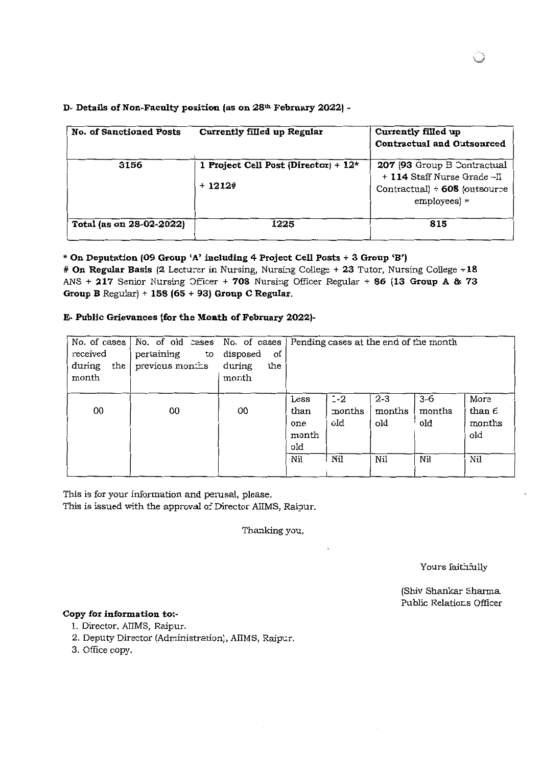**D- Details of Non-Faculty position (as on 28th February 2022) -**

| No. of Sanctioned Posts | Currently filled up Regular | Currently filled up Contractual and Outsourced |
|---|---|---|
| 3156 | 1 Project Cell Post (Director) + 12* + 1212# | 207 (93 Group B Contractual + 114 Staff Nurse Grade –II Contractual) + 608 (outsource employees) = |
| Total (as on 28-02-2022) | 1225 | 815 |

**\* On Deputation (09 Group 'A' including 4 Project Cell Posts + 3 Group 'B')**
**# On Regular Basis** (2 Lecturer in Nursing, Nursing College + **23** Tutor, Nursing College +**18** ANS + **217** Senior Nursing Officer + **708** Nursing Officer Regular + **86 (13 Group A & 73 Group B** Regular) + **158 (65 + 93) Group C Regular.**

**E- Public Grievances (for the Month of February 2022)-**

| No. of cases received during the month | No. of old cases pertaining to previous months | No. of cases disposed of during the month | Pending cases at the end of the month | | | | |
|---|---|---|---|---|---|---|---|
| | | | Less than one month old | 1-2 months old | 2-3 months old | 3-6 months old | More than 6 months old |
| 00 | 00 | 00 | Nil | Nil | Nil | Nil | Nil |

This is for your information and perusal, please.
This is issued with the approval of Director AIIMS, Raipur.

Thanking you,

Yours faithfully

(Shiv Shankar Sharma
Public Relations Officer

**Copy for information to:-**

1. Director, AIIMS, Raipur.
2. Deputy Director (Administration), AIIMS, Raipur.
3. Office copy.